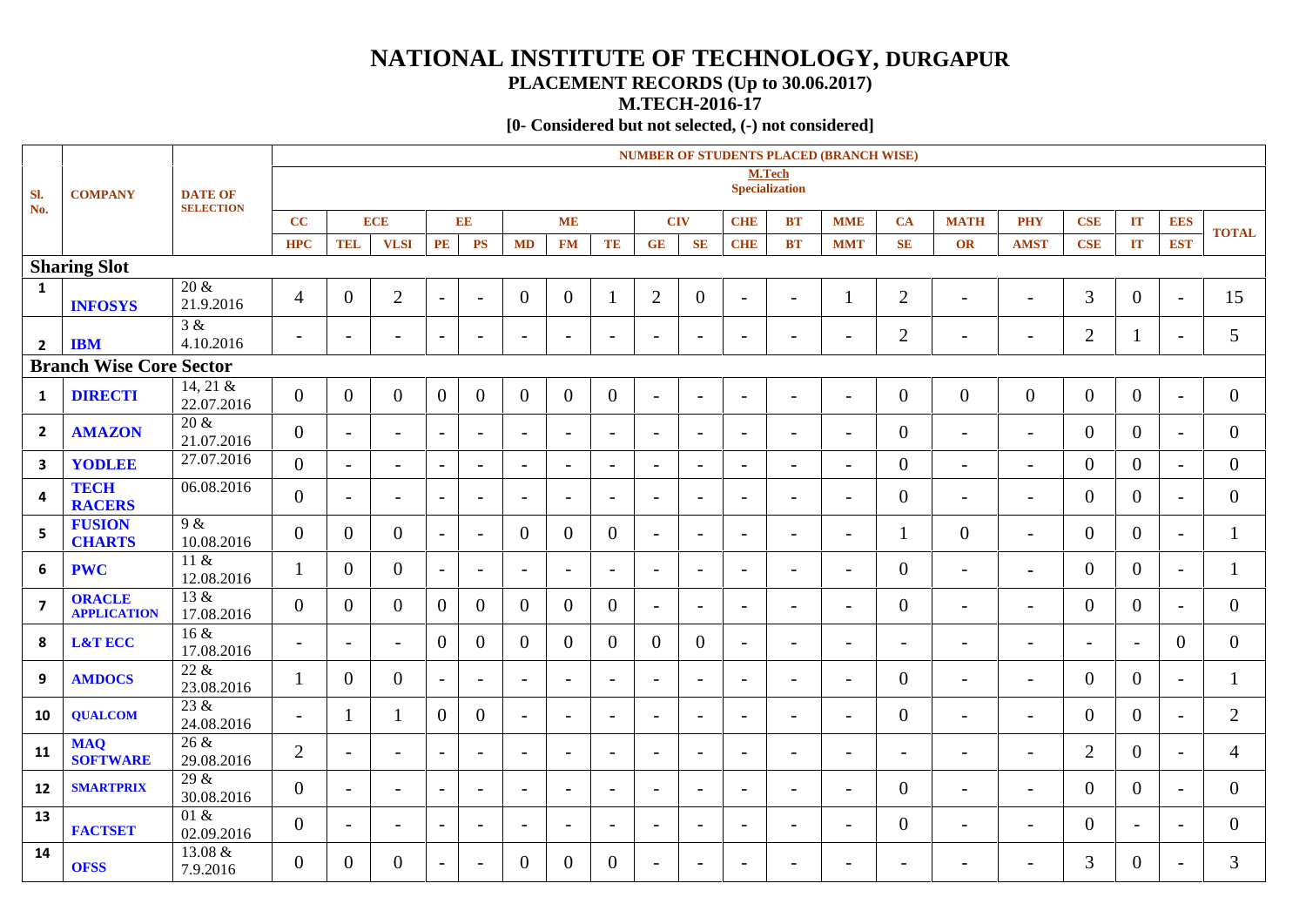# NATIONAL INSTITUTE OF TECHNOLOGY, DURGAPUR

## PLACEMENT RECORDS (Up to 30.06.2017)

## M.TECH-2016-17

**[0- Considered but not selected, (-) not considered]**

| Sl. No. | COMPANY | DATE OF SELECTION | NUMBER OF STUDENTS PLACED (BRANCH WISE) M.Tech Specialization | | | | | | | | | | | | | | | | | | | | TOTAL |
|---|---|---|---|---|---|---|---|---|---|---|---|---|---|---|---|---|---|---|---|---|---|---|---|
| | | | CC | ECE | | EE | | ME | | | CIV | | CHE | BT | MME | CA | MATH | PHY | CSE | IT | EES | | |
| | | | HPC | TEL | VLSI | PE | PS | MD | FM | TE | GE | SE | CHE | BT | MMT | SE | OR | AMST | CSE | IT | EST | | |
| **Sharing Slot** | | | | | | | | | | | | | | | | | | | | | | | |
| 1 | **INFOSYS** | 20 & 21.9.2016 | 4 | 0 | 2 | - | - | 0 | 0 | 1 | 2 | 0 | - | - | 1 | 2 | - | - | 3 | 0 | - | | 15 |
| 2 | **IBM** | 3 & 4.10.2016 | - | - | - | - | - | - | - | - | - | - | - | - | - | 2 | - | - | 2 | 1 | - | | 5 |
| **Branch Wise Core Sector** | | | | | | | | | | | | | | | | | | | | | | | |
| 1 | **DIRECTI** | 14, 21 & 22.07.2016 | 0 | 0 | 0 | 0 | 0 | 0 | 0 | 0 | - | - | - | - | - | 0 | 0 | 0 | 0 | 0 | - | | 0 |
| 2 | **AMAZON** | 20 & 21.07.2016 | 0 | - | - | - | - | - | - | - | - | - | - | - | - | 0 | - | - | 0 | 0 | - | | 0 |
| 3 | **YODLEE** | 27.07.2016 | 0 | - | - | - | - | - | - | - | - | - | - | - | - | 0 | - | - | 0 | 0 | - | | 0 |
| 4 | **TECH RACERS** | 06.08.2016 | 0 | - | - | - | - | - | - | - | - | - | - | - | - | 0 | - | - | 0 | 0 | - | | 0 |
| 5 | **FUSION CHARTS** | 9 & 10.08.2016 | 0 | 0 | 0 | - | - | 0 | 0 | 0 | - | - | - | - | - | 1 | 0 | - | 0 | 0 | - | | 1 |
| 6 | **PWC** | 11 & 12.08.2016 | 1 | 0 | 0 | - | - | - | - | - | - | - | - | - | - | 0 | - | - | 0 | 0 | - | | 1 |
| 7 | **ORACLE APPLICATION** | 13 & 17.08.2016 | 0 | 0 | 0 | 0 | 0 | 0 | 0 | 0 | - | - | - | - | - | 0 | - | - | 0 | 0 | - | | 0 |
| 8 | **L&T ECC** | 16 & 17.08.2016 | - | - | - | 0 | 0 | 0 | 0 | 0 | 0 | 0 | - | - | - | - | - | - | - | - | 0 | | 0 |
| 9 | **AMDOCS** | 22 & 23.08.2016 | 1 | 0 | 0 | - | - | - | - | - | - | - | - | - | - | 0 | - | - | 0 | 0 | - | | 1 |
| 10 | **QUALCOM** | 23 & 24.08.2016 | - | 1 | 1 | 0 | 0 | - | - | - | - | - | - | - | - | 0 | - | - | 0 | 0 | - | | 2 |
| 11 | **MAQ SOFTWARE** | 26 & 29.08.2016 | 2 | - | - | - | - | - | - | - | - | - | - | - | - | - | - | - | 2 | 0 | - | | 4 |
| 12 | **SMARTPRIX** | 29 & 30.08.2016 | 0 | - | - | - | - | - | - | - | - | - | - | - | - | 0 | - | - | 0 | 0 | - | | 0 |
| 13 | **FACTSET** | 01 & 02.09.2016 | 0 | - | - | - | - | - | - | - | - | - | - | - | - | 0 | - | - | 0 | - | - | | 0 |
| 14 | **OFSS** | 13.08 & 7.9.2016 | 0 | 0 | 0 | - | - | 0 | 0 | 0 | - | - | - | - | - | - | - | - | 3 | 0 | - | | 3 |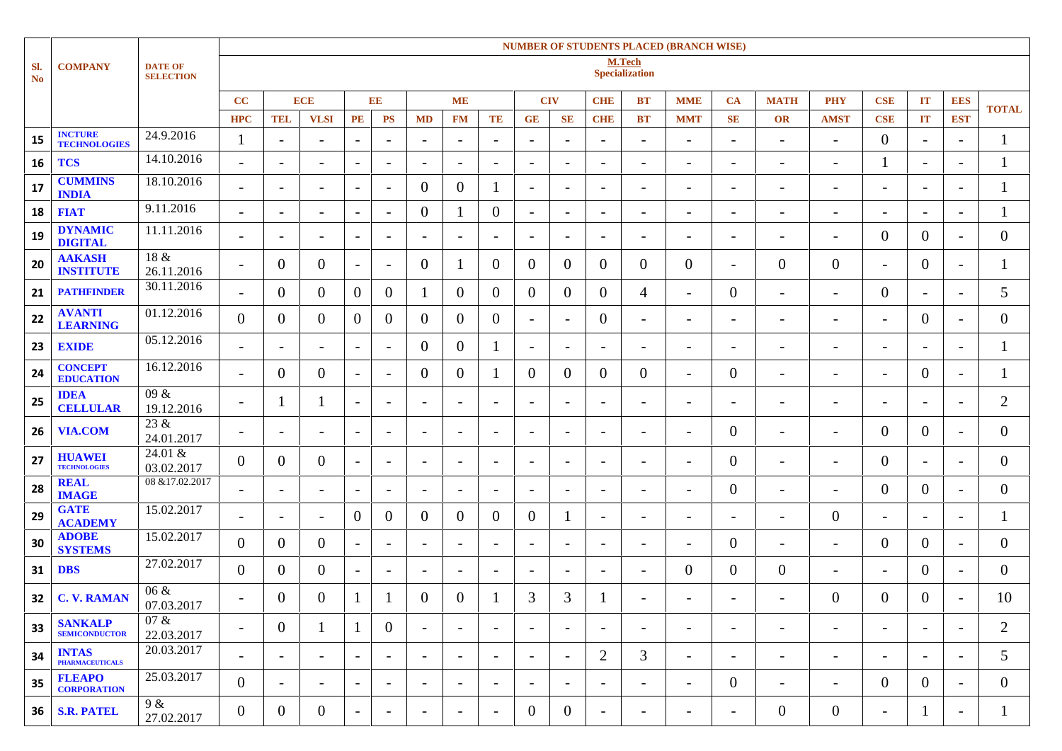| Sl. No | COMPANY | DATE OF SELECTION | NUMBER OF STUDENTS PLACED (BRANCH WISE) M.Tech Specialization | | | | | | | | | | | | | | | | | | | |
|---|---|---|---|---|---|---|---|---|---|---|---|---|---|---|---|---|---|---|---|---|---|---|
| | | | CC | ECE | | EE | | ME | | | CIV | | CHE | BT | MME | CA | MATH | PHY | CSE | IT | EES | TOTAL |
| | | | HPC | TEL | VLSI | PE | PS | MD | FM | TE | GE | SE | CHE | BT | MMT | SE | OR | AMST | CSE | IT | EST | |
| 15 | INCTURE TECHNOLOGIES | 24.9.2016 | 1 | - | - | - | - | - | - | - | - | - | - | - | - | - | - | - | 0 | - | - | 1 |
| 16 | TCS | 14.10.2016 | - | - | - | - | - | - | - | - | - | - | - | - | - | - | - | - | 1 | - | - | 1 |
| 17 | CUMMINS INDIA | 18.10.2016 | - | - | - | - | - | 0 | 0 | 1 | - | - | - | - | - | - | - | - | - | - | - | 1 |
| 18 | FIAT | 9.11.2016 | - | - | - | - | - | 0 | 1 | 0 | - | - | - | - | - | - | - | - | - | - | - | 1 |
| 19 | DYNAMIC DIGITAL | 11.11.2016 | - | - | - | - | - | - | - | - | - | - | - | - | - | - | - | - | 0 | 0 | - | 0 |
| 20 | AAKASH INSTITUTE | 18 & 26.11.2016 | - | 0 | 0 | - | - | 0 | 1 | 0 | 0 | 0 | 0 | 0 | 0 | - | 0 | 0 | - | 0 | - | 1 |
| 21 | PATHFINDER | 30.11.2016 | - | 0 | 0 | 0 | 0 | 1 | 0 | 0 | 0 | 0 | 0 | 4 | - | 0 | - | - | 0 | - | - | 5 |
| 22 | AVANTI LEARNING | 01.12.2016 | 0 | 0 | 0 | 0 | 0 | 0 | 0 | 0 | - | - | 0 | - | - | - | - | - | - | 0 | - | 0 |
| 23 | EXIDE | 05.12.2016 | - | - | - | - | - | 0 | 0 | 1 | - | - | - | - | - | - | - | - | - | - | - | 1 |
| 24 | CONCEPT EDUCATION | 16.12.2016 | - | 0 | 0 | - | - | 0 | 0 | 1 | 0 | 0 | 0 | 0 | - | 0 | - | - | - | 0 | - | 1 |
| 25 | IDEA CELLULAR | 09 & 19.12.2016 | - | 1 | 1 | - | - | - | - | - | - | - | - | - | - | - | - | - | - | - | - | 2 |
| 26 | VIA.COM | 23 & 24.01.2017 | - | - | - | - | - | - | - | - | - | - | - | - | - | 0 | - | - | 0 | 0 | - | 0 |
| 27 | HUAWEI TECHNOLOGIES | 24.01 & 03.02.2017 | 0 | 0 | 0 | - | - | - | - | - | - | - | - | - | - | 0 | - | - | 0 | - | - | 0 |
| 28 | REAL IMAGE | 08 &17.02.2017 | - | - | - | - | - | - | - | - | - | - | - | - | - | 0 | - | - | 0 | 0 | - | 0 |
| 29 | GATE ACADEMY | 15.02.2017 | - | - | - | 0 | 0 | 0 | 0 | 0 | 0 | 1 | - | - | - | - | - | 0 | - | - | - | 1 |
| 30 | ADOBE SYSTEMS | 15.02.2017 | 0 | 0 | 0 | - | - | - | - | - | - | - | - | - | - | 0 | - | - | 0 | 0 | - | 0 |
| 31 | DBS | 27.02.2017 | 0 | 0 | 0 | - | - | - | - | - | - | - | - | - | 0 | 0 | 0 | - | - | 0 | - | 0 |
| 32 | C. V. RAMAN | 06 & 07.03.2017 | - | 0 | 0 | 1 | 1 | 0 | 0 | 1 | 3 | 3 | 1 | - | - | - | - | 0 | 0 | 0 | - | 10 |
| 33 | SANKALP SEMICONDUCTOR | 07 & 22.03.2017 | - | 0 | 1 | 1 | 0 | - | - | - | - | - | - | - | - | - | - | - | - | - | - | 2 |
| 34 | INTAS PHARMACEUTICALS | 20.03.2017 | - | - | - | - | - | - | - | - | - | - | 2 | 3 | - | - | - | - | - | - | - | 5 |
| 35 | FLEAPO CORPORATION | 25.03.2017 | 0 | - | - | - | - | - | - | - | - | - | - | - | - | 0 | - | - | 0 | 0 | - | 0 |
| 36 | S.R. PATEL | 9 & 27.02.2017 | 0 | 0 | 0 | - | - | - | - | - | 0 | 0 | - | - | - | - | 0 | 0 | - | 1 | - | 1 |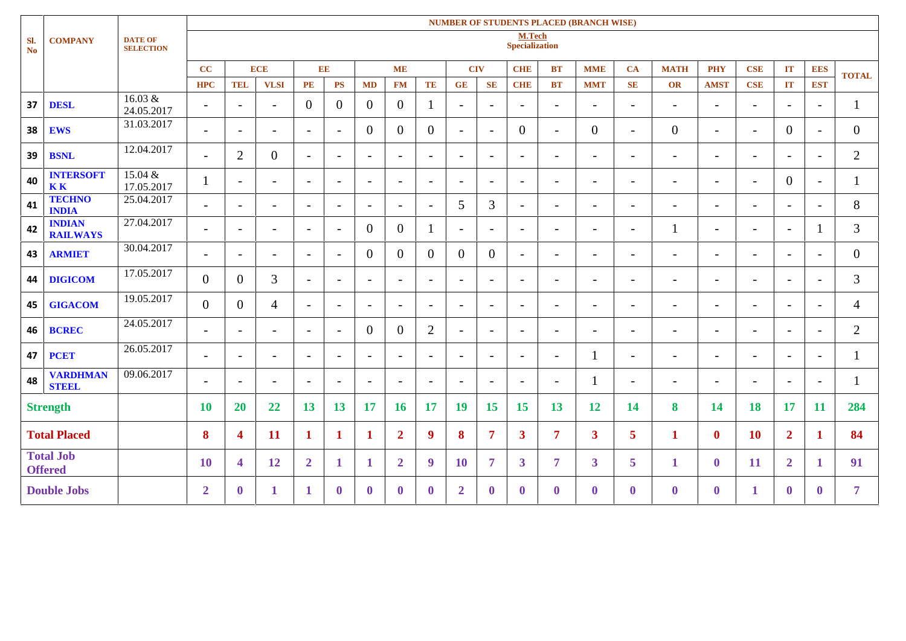| Sl. No | COMPANY | DATE OF SELECTION | NUMBER OF STUDENTS PLACED (BRANCH WISE) | | | | | | | | | | | | | | | | | | | |
|---|---|---|---|---|---|---|---|---|---|---|---|---|---|---|---|---|---|---|---|---|---|---|
| | | | M.Tech Specialization | | | | | | | | | | | | | | | | | | | |
| | | | CC | ECE | | EE | | ME | | | CIV | | CHE | BT | MME | CA | MATH | PHY | CSE | IT | EES | TOTAL |
| | | | HPC | TEL | VLSI | PE | PS | MD | FM | TE | GE | SE | CHE | BT | MMT | SE | OR | AMST | CSE | IT | EST | |
| 37 | DESL | 16.03 & 24.05.2017 | - | - | - | 0 | 0 | 0 | 0 | 1 | - | - | - | - | - | - | - | - | - | - | - | 1 |
| 38 | EWS | 31.03.2017 | - | - | - | - | - | 0 | 0 | 0 | - | - | 0 | - | 0 | - | 0 | - | - | 0 | - | 0 |
| 39 | BSNL | 12.04.2017 | - | 2 | 0 | - | - | - | - | - | - | - | - | - | - | - | - | - | - | - | - | 2 |
| 40 | INTERSOFT K K | 15.04 & 17.05.2017 | 1 | - | - | - | - | - | - | - | - | - | - | - | - | - | - | - | - | 0 | - | 1 |
| 41 | TECHNO INDIA | 25.04.2017 | - | - | - | - | - | - | - | - | 5 | 3 | - | - | - | - | - | - | - | - | - | 8 |
| 42 | INDIAN RAILWAYS | 27.04.2017 | - | - | - | - | - | 0 | 0 | 1 | - | - | - | - | - | - | 1 | - | - | - | 1 | 3 |
| 43 | ARMIET | 30.04.2017 | - | - | - | - | - | 0 | 0 | 0 | 0 | 0 | - | - | - | - | - | - | - | - | - | 0 |
| 44 | DIGICOM | 17.05.2017 | 0 | 0 | 3 | - | - | - | - | - | - | - | - | - | - | - | - | - | - | - | - | 3 |
| 45 | GIGACOM | 19.05.2017 | 0 | 0 | 4 | - | - | - | - | - | - | - | - | - | - | - | - | - | - | - | - | 4 |
| 46 | BCREC | 24.05.2017 | - | - | - | - | - | 0 | 0 | 2 | - | - | - | - | - | - | - | - | - | - | - | 2 |
| 47 | PCET | 26.05.2017 | - | - | - | - | - | - | - | - | - | - | - | - | 1 | - | - | - | - | - | - | 1 |
| 48 | VARDHMAN STEEL | 09.06.2017 | - | - | - | - | - | - | - | - | - | - | - | - | 1 | - | - | - | - | - | - | 1 |
| Strength | | | 10 | 20 | 22 | 13 | 13 | 17 | 16 | 17 | 19 | 15 | 15 | 13 | 12 | 14 | 8 | 14 | 18 | 17 | 11 | 284 |
| Total Placed | | | 8 | 4 | 11 | 1 | 1 | 1 | 2 | 9 | 8 | 7 | 3 | 7 | 3 | 5 | 1 | 0 | 10 | 2 | 1 | 84 |
| Total Job Offered | | | 10 | 4 | 12 | 2 | 1 | 1 | 2 | 9 | 10 | 7 | 3 | 7 | 3 | 5 | 1 | 0 | 11 | 2 | 1 | 91 |
| Double Jobs | | | 2 | 0 | 1 | 1 | 0 | 0 | 0 | 0 | 2 | 0 | 0 | 0 | 0 | 0 | 0 | 0 | 1 | 0 | 0 | 7 |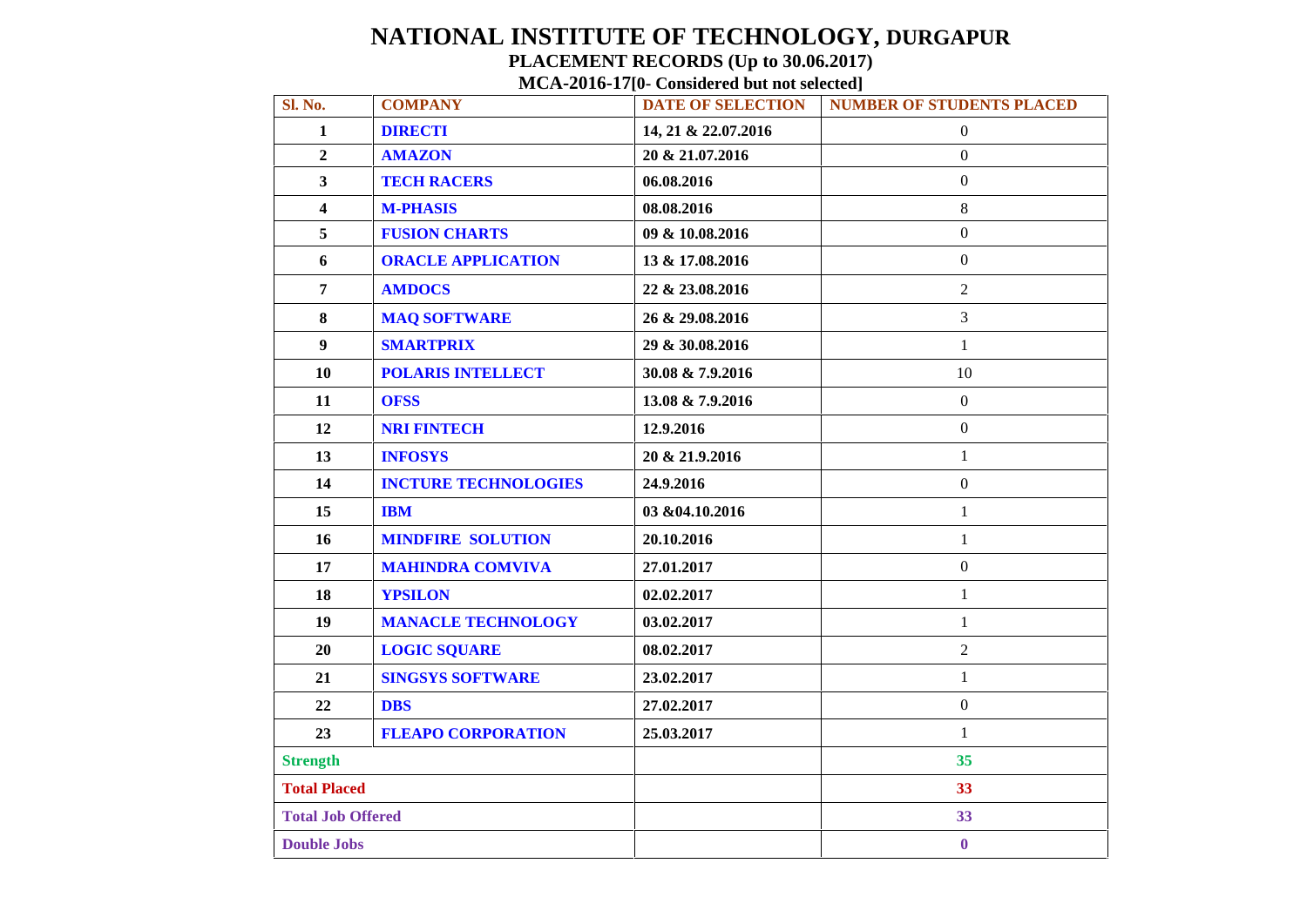# NATIONAL INSTITUTE OF TECHNOLOGY, DURGAPUR

## PLACEMENT RECORDS (Up to 30.06.2017)

### MCA-2016-17[0- Considered but not selected]

| Sl. No. | COMPANY | DATE OF SELECTION | NUMBER OF STUDENTS PLACED |
|---|---|---|---|
| 1 | DIRECTI | 14, 21 & 22.07.2016 | 0 |
| 2 | AMAZON | 20 & 21.07.2016 | 0 |
| 3 | TECH RACERS | 06.08.2016 | 0 |
| 4 | M-PHASIS | 08.08.2016 | 8 |
| 5 | FUSION CHARTS | 09 & 10.08.2016 | 0 |
| 6 | ORACLE APPLICATION | 13 & 17.08.2016 | 0 |
| 7 | AMDOCS | 22 & 23.08.2016 | 2 |
| 8 | MAQ SOFTWARE | 26 & 29.08.2016 | 3 |
| 9 | SMARTPRIX | 29 & 30.08.2016 | 1 |
| 10 | POLARIS INTELLECT | 30.08 & 7.9.2016 | 10 |
| 11 | OFSS | 13.08 & 7.9.2016 | 0 |
| 12 | NRI FINTECH | 12.9.2016 | 0 |
| 13 | INFOSYS | 20 & 21.9.2016 | 1 |
| 14 | INCTURE TECHNOLOGIES | 24.9.2016 | 0 |
| 15 | IBM | 03 &04.10.2016 | 1 |
| 16 | MINDFIRE SOLUTION | 20.10.2016 | 1 |
| 17 | MAHINDRA COMVIVA | 27.01.2017 | 0 |
| 18 | YPSILON | 02.02.2017 | 1 |
| 19 | MANACLE TECHNOLOGY | 03.02.2017 | 1 |
| 20 | LOGIC SQUARE | 08.02.2017 | 2 |
| 21 | SINGSYS SOFTWARE | 23.02.2017 | 1 |
| 22 | DBS | 27.02.2017 | 0 |
| 23 | FLEAPO CORPORATION | 25.03.2017 | 1 |
| Strength | | | 35 |
| Total Placed | | | 33 |
| Total Job Offered | | | 33 |
| Double Jobs | | | 0 |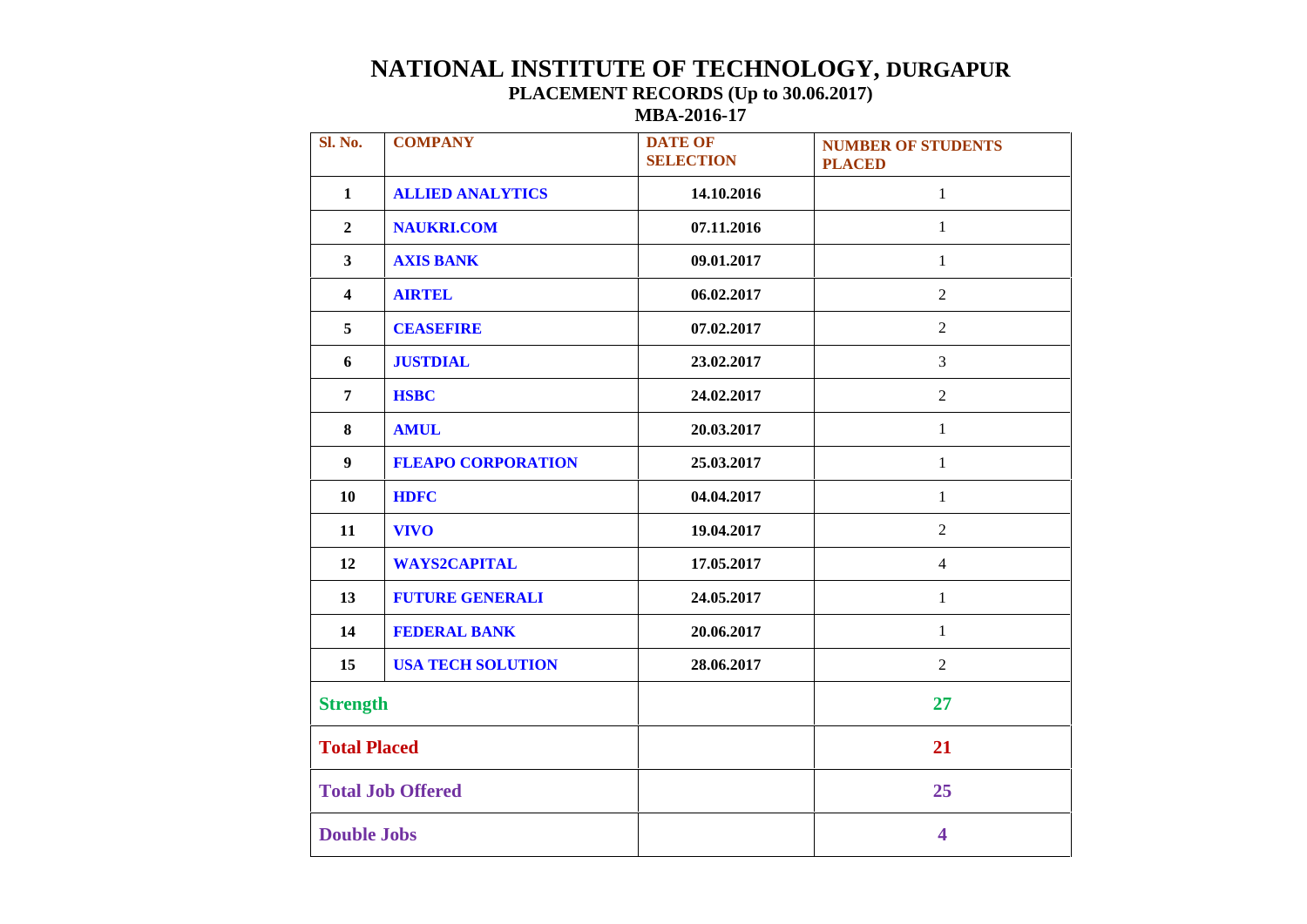# NATIONAL INSTITUTE OF TECHNOLOGY, DURGAPUR

## PLACEMENT RECORDS (Up to 30.06.2017)

## MBA-2016-17

| Sl. No. | COMPANY | DATE OF SELECTION | NUMBER OF STUDENTS PLACED |
|---|---|---|---|
| 1 | ALLIED ANALYTICS | 14.10.2016 | 1 |
| 2 | NAUKRI.COM | 07.11.2016 | 1 |
| 3 | AXIS BANK | 09.01.2017 | 1 |
| 4 | AIRTEL | 06.02.2017 | 2 |
| 5 | CEASEFIRE | 07.02.2017 | 2 |
| 6 | JUSTDIAL | 23.02.2017 | 3 |
| 7 | HSBC | 24.02.2017 | 2 |
| 8 | AMUL | 20.03.2017 | 1 |
| 9 | FLEAPO CORPORATION | 25.03.2017 | 1 |
| 10 | HDFC | 04.04.2017 | 1 |
| 11 | VIVO | 19.04.2017 | 2 |
| 12 | WAYS2CAPITAL | 17.05.2017 | 4 |
| 13 | FUTURE GENERALI | 24.05.2017 | 1 |
| 14 | FEDERAL BANK | 20.06.2017 | 1 |
| 15 | USA TECH SOLUTION | 28.06.2017 | 2 |
| **Strength** | | | **27** |
| **Total Placed** | | | **21** |
| **Total Job Offered** | | | **25** |
| **Double Jobs** | | | **4** |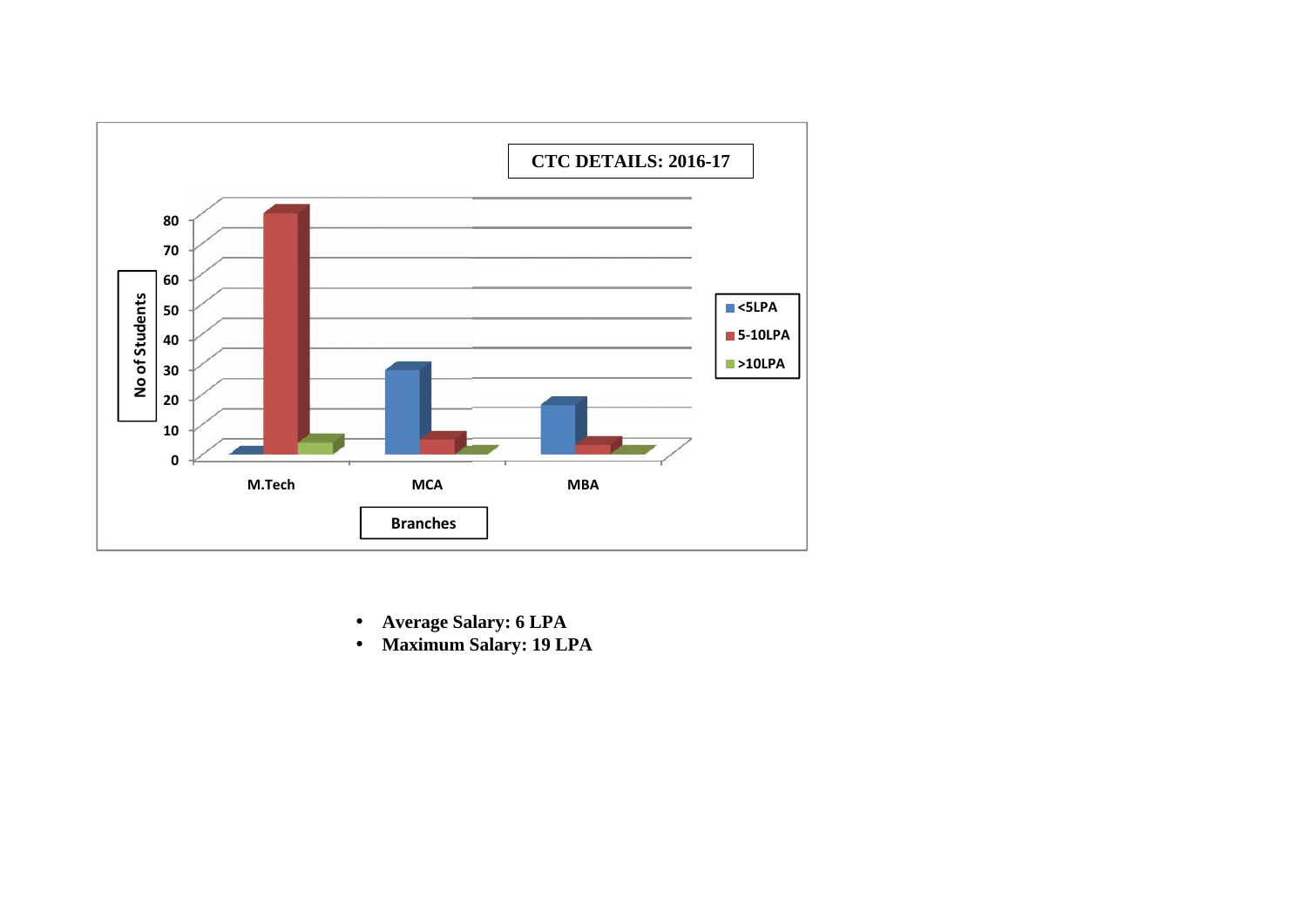CTC DETAILS: 2016-17

No of Students

80
70
60
50
40
30
20
10
0

M.Tech
MCA
MBA

Branches

<5LPA
5-10LPA
>10LPA

- **Average Salary: 6 LPA**
- **Maximum Salary: 19 LPA**